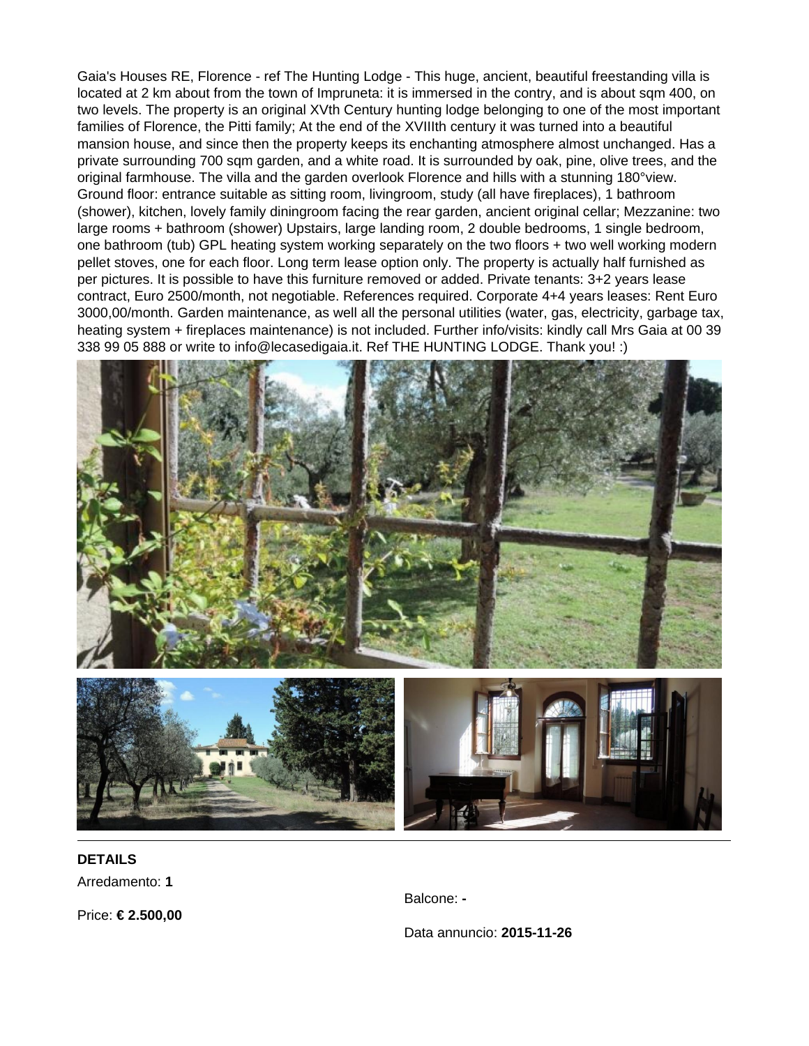Gaia's Houses RE, Florence - ref The Hunting Lodge - This huge, ancient, beautiful freestanding villa is located at 2 km about from the town of Impruneta: it is immersed in the contry, and is about sqm 400, on two levels. The property is an original XVth Century hunting lodge belonging to one of the most important families of Florence, the Pitti family; At the end of the XVIIIth century it was turned into a beautiful mansion house, and since then the property keeps its enchanting atmosphere almost unchanged. Has a private surrounding 700 sqm garden, and a white road. It is surrounded by oak, pine, olive trees, and the original farmhouse. The villa and the garden overlook Florence and hills with a stunning 180°view. Ground floor: entrance suitable as sitting room, livingroom, study (all have fireplaces), 1 bathroom (shower), kitchen, lovely family diningroom facing the rear garden, ancient original cellar; Mezzanine: two large rooms + bathroom (shower) Upstairs, large landing room, 2 double bedrooms, 1 single bedroom, one bathroom (tub) GPL heating system working separately on the two floors + two well working modern pellet stoves, one for each floor. Long term lease option only. The property is actually half furnished as per pictures. It is possible to have this furniture removed or added. Private tenants: 3+2 years lease contract, Euro 2500/month, not negotiable. References required. Corporate 4+4 years leases: Rent Euro 3000,00/month. Garden maintenance, as well all the personal utilities (water, gas, electricity, garbage tax, heating system + fireplaces maintenance) is not included. Further info/visits: kindly call Mrs Gaia at 00 39 338 99 05 888 or write to info@lecasedigaia.it. Ref THE HUNTING LODGE. Thank you! :)

**DETAILS**

Arredamento: **1**

Price: **€ 2.500,00**

Balcone: **-**

Data annuncio: **2015-11-26**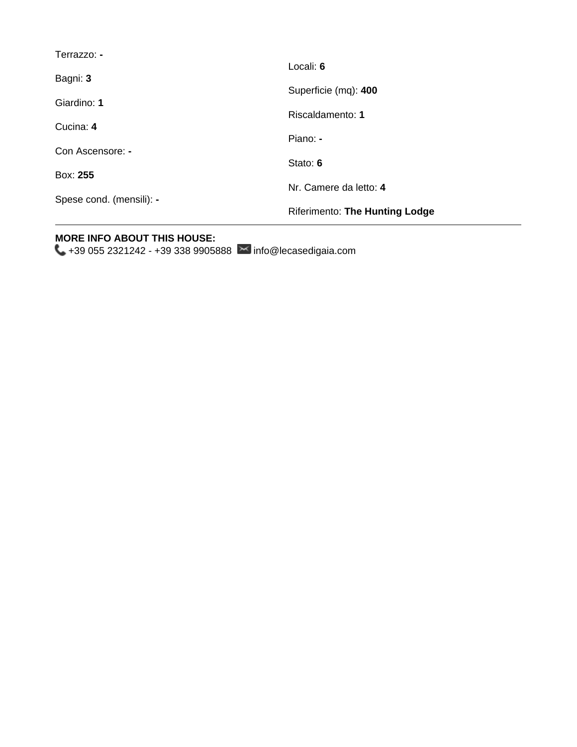Terrazzo: **-**

Bagni: **3**

Giardino: **1**

Cucina: **4**

Con Ascensore: **-**

Box: **255**

Spese cond. (mensili): **-**

Locali: **6**

Superficie (mq): **400**

Riscaldamento: **1**

Piano: **-**

Stato: **6**

Nr. Camere da letto: **4**

Riferimento: **The Hunting Lodge**

---

**MORE INFO ABOUT THIS HOUSE:**

+39 055 2321242 - +39 338 9905888 info@lecasedigaia.com